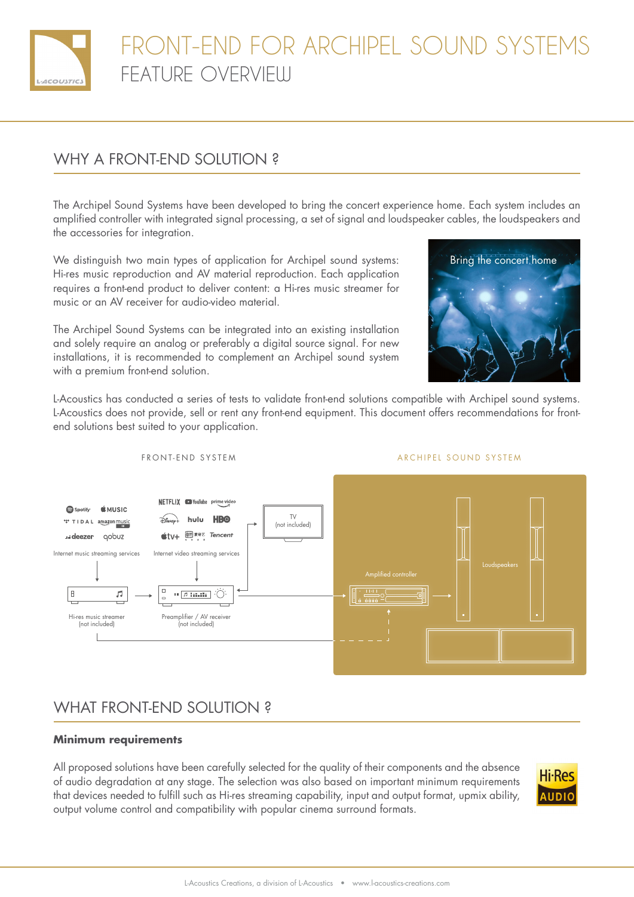# FRONT-END FOR ARCHIPEL SOUND SYSTEMS

## FEATURE OVERVIEW

## WHY A FRONT-END SOLUTION ?

The Archipel Sound Systems have been developed to bring the concert experience home. Each system includes an amplified controller with integrated signal processing, a set of signal and loudspeaker cables, the loudspeakers and the accessories for integration.

We distinguish two main types of application for Archipel sound systems: Hi-res music reproduction and AV material reproduction. Each application requires a front-end product to deliver content: a Hi-res music streamer for music or an AV receiver for audio-video material.

The Archipel Sound Systems can be integrated into an existing installation and solely require an analog or preferably a digital source signal. For new installations, it is recommended to complement an Archipel sound system with a premium front-end solution.

L-Acoustics has conducted a series of tests to validate front-end solutions compatible with Archipel sound systems. L-Acoustics does not provide, sell or rent any front-end equipment. This document offers recommendations for front-end solutions best suited to your application.

## WHAT FRONT-END SOLUTION ?

### Minimum requirements

All proposed solutions have been carefully selected for the quality of their components and the absence of audio degradation at any stage. The selection was also based on important minimum requirements that devices needed to fulfill such as Hi-res streaming capability, input and output format, upmix ability, output volume control and compatibility with popular cinema surround formats.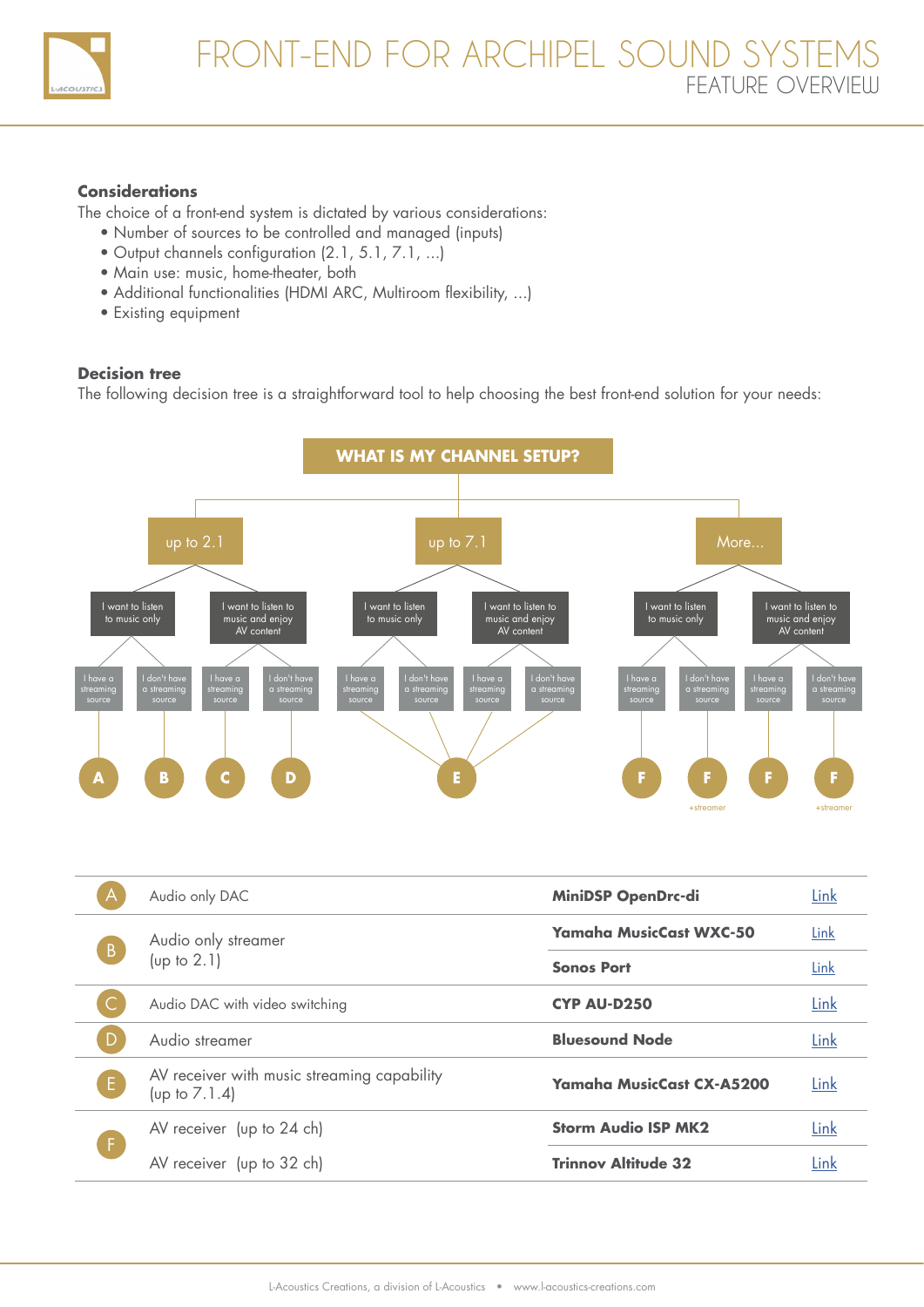# FRONT-END FOR ARCHIPEL SOUND SYSTEMS
## FEATURE OVERVIEW

### Considerations

The choice of a front-end system is dictated by various considerations:

- Number of sources to be controlled and managed (inputs)
- Output channels configuration (2.1, 5.1, 7.1, ...)
- Main use: music, home-theater, both
- Additional functionalities (HDMI ARC, Multiroom flexibility, ...)
- Existing equipment

### Decision tree

The following decision tree is a straightforward tool to help choosing the best front-end solution for your needs:

WHAT IS MY CHANNEL SETUP?

up to 2.1
I want to listen to music only
I have a streaming source
A
I don't have a streaming source
B
I want to listen to music and enjoy AV content
I have a streaming source
C
I don't have a streaming source
D

up to 7.1
I want to listen to music only
I have a streaming source
I don't have a streaming source
I want to listen to music and enjoy AV content
I have a streaming source
I don't have a streaming source
E

More...
I want to listen to music only
I have a streaming source
F
I don't have a streaming source
F
+streamer
I want to listen to music and enjoy AV content
I have a streaming source
F
I don't have a streaming source
F
+streamer

| | | | |
|---|---|---|---|
| A | Audio only DAC | **MiniDSP OpenDrc-di** | Link |
| B | Audio only streamer (up to 2.1) | **Yamaha MusicCast WXC-50** | Link |
| | | **Sonos Port** | Link |
| C | Audio DAC with video switching | **CYP AU-D250** | Link |
| D | Audio streamer | **Bluesound Node** | Link |
| E | AV receiver with music streaming capability (up to 7.1.4) | **Yamaha MusicCast CX-A5200** | Link |
| F | AV receiver (up to 24 ch) | **Storm Audio ISP MK2** | Link |
| | AV receiver (up to 32 ch) | **Trinnov Altitude 32** | Link |

L-Acoustics Creations, a division of L-Acoustics • www.l-acoustics-creations.com